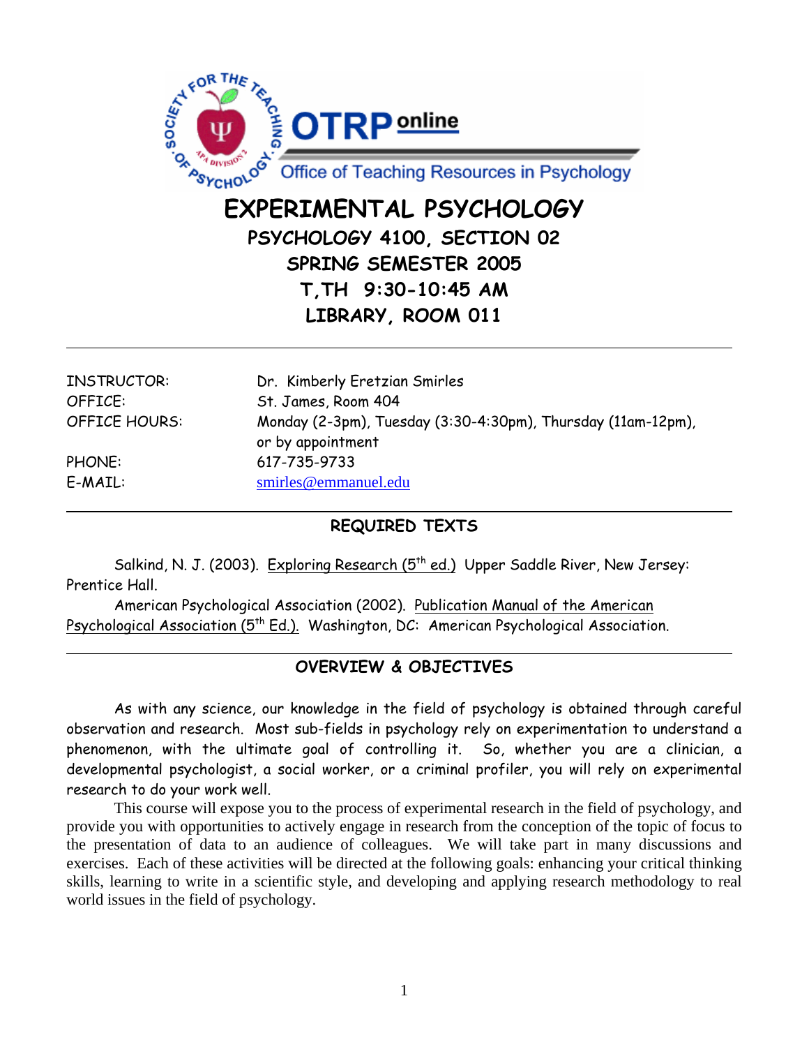# EXPERIMENTAL PSYCHOLOGY

## PSYCHOLOGY 4100, SECTION 02

## SPRING SEMESTER 2005

## T,TH 9:30-10:45 AM

## LIBRARY, ROOM 011

---

| | |
|---|---|
| INSTRUCTOR: | Dr. Kimberly Eretzian Smirles |
| OFFICE: | St. James, Room 404 |
| OFFICE HOURS: | Monday (2-3pm), Tuesday (3:30-4:30pm), Thursday (11am-12pm), or by appointment |
| PHONE: | 617-735-9733 |
| E-MAIL: | smirles@emmanuel.edu |

---

### REQUIRED TEXTS

Salkind, N. J. (2003). Exploring Research (5th ed.) Upper Saddle River, New Jersey: Prentice Hall.

American Psychological Association (2002). Publication Manual of the American Psychological Association (5th Ed.). Washington, DC: American Psychological Association.

---

### OVERVIEW & OBJECTIVES

As with any science, our knowledge in the field of psychology is obtained through careful observation and research. Most sub-fields in psychology rely on experimentation to understand a phenomenon, with the ultimate goal of controlling it. So, whether you are a clinician, a developmental psychologist, a social worker, or a criminal profiler, you will rely on experimental research to do your work well.

This course will expose you to the process of experimental research in the field of psychology, and provide you with opportunities to actively engage in research from the conception of the topic of focus to the presentation of data to an audience of colleagues. We will take part in many discussions and exercises. Each of these activities will be directed at the following goals: enhancing your critical thinking skills, learning to write in a scientific style, and developing and applying research methodology to real world issues in the field of psychology.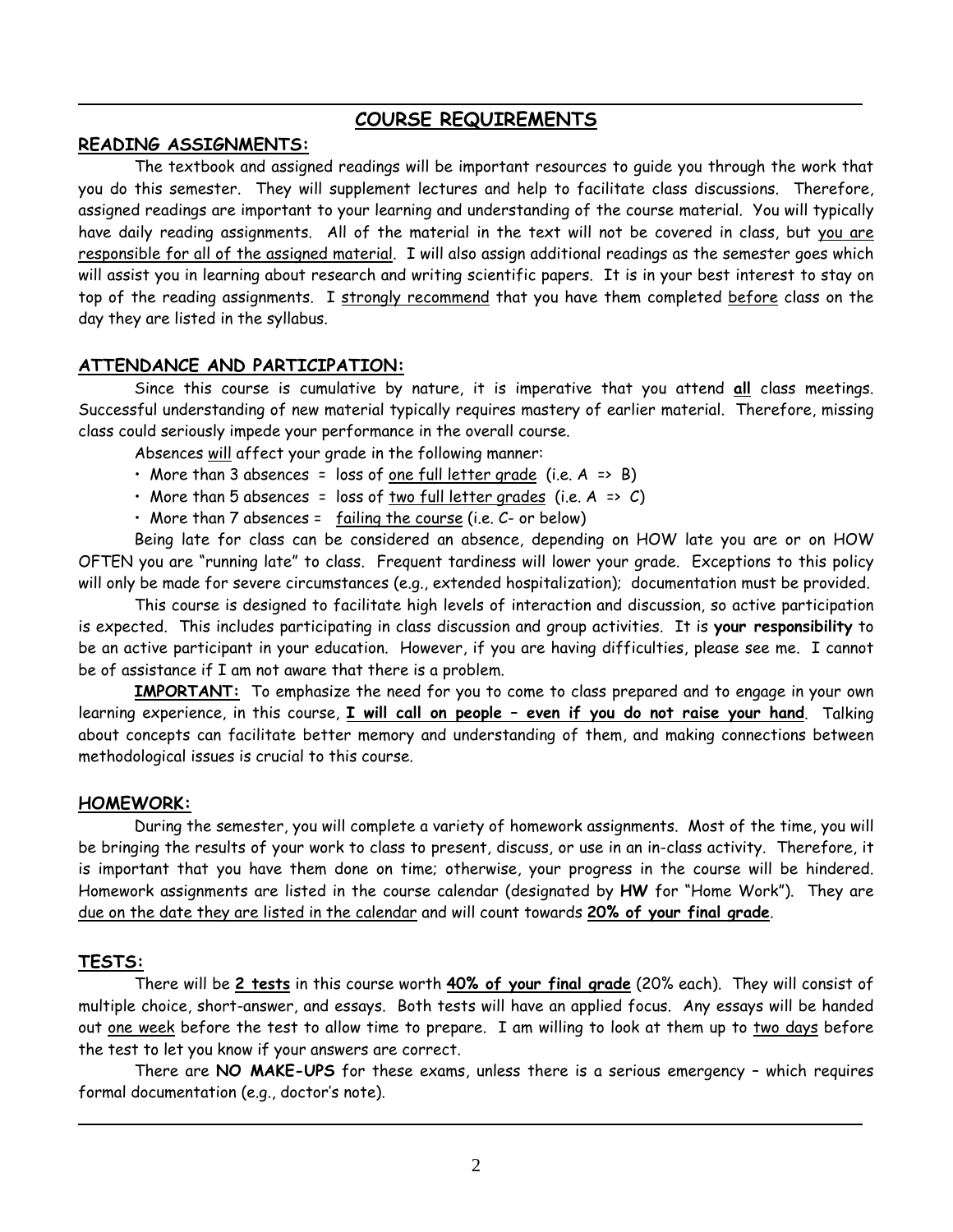## COURSE REQUIREMENTS

### READING ASSIGNMENTS:

The textbook and assigned readings will be important resources to guide you through the work that you do this semester. They will supplement lectures and help to facilitate class discussions. Therefore, assigned readings are important to your learning and understanding of the course material. You will typically have daily reading assignments. All of the material in the text will not be covered in class, but you are responsible for all of the assigned material. I will also assign additional readings as the semester goes which will assist you in learning about research and writing scientific papers. It is in your best interest to stay on top of the reading assignments. I strongly recommend that you have them completed before class on the day they are listed in the syllabus.

### ATTENDANCE AND PARTICIPATION:

Since this course is cumulative by nature, it is imperative that you attend **all** class meetings. Successful understanding of new material typically requires mastery of earlier material. Therefore, missing class could seriously impede your performance in the overall course.

Absences will affect your grade in the following manner:

- More than 3 absences = loss of one full letter grade (i.e. A => B)
- More than 5 absences = loss of two full letter grades (i.e. A => C)
- More than 7 absences = failing the course (i.e. C- or below)

Being late for class can be considered an absence, depending on HOW late you are or on HOW OFTEN you are "running late" to class. Frequent tardiness will lower your grade. Exceptions to this policy will only be made for severe circumstances (e.g., extended hospitalization); documentation must be provided.

This course is designed to facilitate high levels of interaction and discussion, so active participation is expected. This includes participating in class discussion and group activities. It is **your responsibility** to be an active participant in your education. However, if you are having difficulties, please see me. I cannot be of assistance if I am not aware that there is a problem.

**IMPORTANT:** To emphasize the need for you to come to class prepared and to engage in your own learning experience, in this course, **I will call on people – even if you do not raise your hand**. Talking about concepts can facilitate better memory and understanding of them, and making connections between methodological issues is crucial to this course.

### HOMEWORK:

During the semester, you will complete a variety of homework assignments. Most of the time, you will be bringing the results of your work to class to present, discuss, or use in an in-class activity. Therefore, it is important that you have them done on time; otherwise, your progress in the course will be hindered. Homework assignments are listed in the course calendar (designated by **HW** for "Home Work"). They are due on the date they are listed in the calendar and will count towards **20% of your final grade**.

### TESTS:

There will be **2 tests** in this course worth **40% of your final grade** (20% each). They will consist of multiple choice, short-answer, and essays. Both tests will have an applied focus. Any essays will be handed out one week before the test to allow time to prepare. I am willing to look at them up to two days before the test to let you know if your answers are correct.

There are **NO MAKE-UPS** for these exams, unless there is a serious emergency – which requires formal documentation (e.g., doctor's note).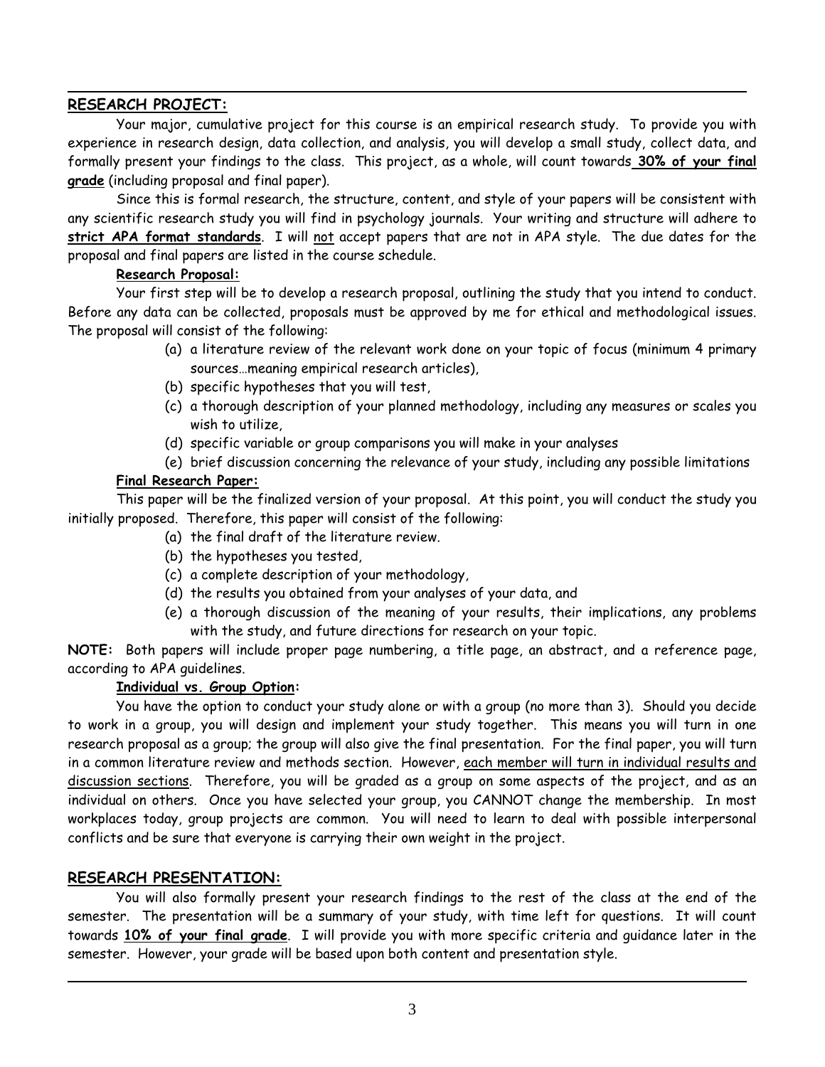## RESEARCH PROJECT:

Your major, cumulative project for this course is an empirical research study. To provide you with experience in research design, data collection, and analysis, you will develop a small study, collect data, and formally present your findings to the class. This project, as a whole, will count towards **30% of your final grade** (including proposal and final paper).

Since this is formal research, the structure, content, and style of your papers will be consistent with any scientific research study you will find in psychology journals. Your writing and structure will adhere to **strict APA format standards**. I will not accept papers that are not in APA style. The due dates for the proposal and final papers are listed in the course schedule.

### Research Proposal:

Your first step will be to develop a research proposal, outlining the study that you intend to conduct. Before any data can be collected, proposals must be approved by me for ethical and methodological issues. The proposal will consist of the following:

(a) a literature review of the relevant work done on your topic of focus (minimum 4 primary sources…meaning empirical research articles),
(b) specific hypotheses that you will test,
(c) a thorough description of your planned methodology, including any measures or scales you wish to utilize,
(d) specific variable or group comparisons you will make in your analyses
(e) brief discussion concerning the relevance of your study, including any possible limitations

### Final Research Paper:

This paper will be the finalized version of your proposal. At this point, you will conduct the study you initially proposed. Therefore, this paper will consist of the following:

(a) the final draft of the literature review.
(b) the hypotheses you tested,
(c) a complete description of your methodology,
(d) the results you obtained from your analyses of your data, and
(e) a thorough discussion of the meaning of your results, their implications, any problems with the study, and future directions for research on your topic.

**NOTE:** Both papers will include proper page numbering, a title page, an abstract, and a reference page, according to APA guidelines.

### Individual vs. Group Option:

You have the option to conduct your study alone or with a group (no more than 3). Should you decide to work in a group, you will design and implement your study together. This means you will turn in one research proposal as a group; the group will also give the final presentation. For the final paper, you will turn in a common literature review and methods section. However, each member will turn in individual results and discussion sections. Therefore, you will be graded as a group on some aspects of the project, and as an individual on others. Once you have selected your group, you CANNOT change the membership. In most workplaces today, group projects are common. You will need to learn to deal with possible interpersonal conflicts and be sure that everyone is carrying their own weight in the project.

## RESEARCH PRESENTATION:

You will also formally present your research findings to the rest of the class at the end of the semester. The presentation will be a summary of your study, with time left for questions. It will count towards **10% of your final grade**. I will provide you with more specific criteria and guidance later in the semester. However, your grade will be based upon both content and presentation style.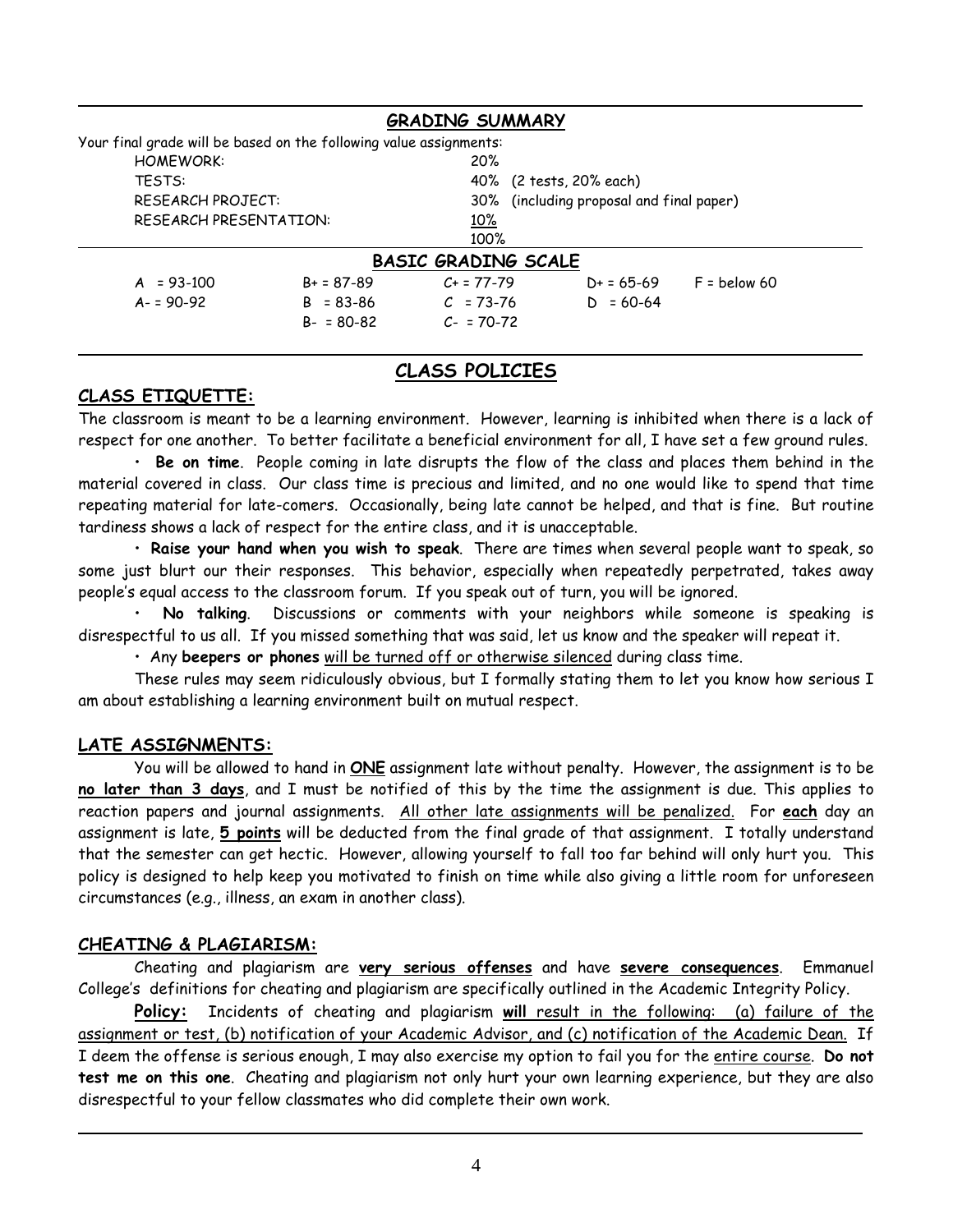## GRADING SUMMARY

Your final grade will be based on the following value assignments:

| | | |
|---|---|---|
| HOMEWORK: | 20% | |
| TESTS: | 40% | (2 tests, 20% each) |
| RESEARCH PROJECT: | 30% | (including proposal and final paper) |
| RESEARCH PRESENTATION: | 10% | |
| | 100% | |

## BASIC GRADING SCALE

| | | | | |
|---|---|---|---|---|
| A = 93-100 | B+ = 87-89 | C+ = 77-79 | D+ = 65-69 | F = below 60 |
| A- = 90-92 | B = 83-86 | C = 73-76 | D = 60-64 | |
| | B- = 80-82 | C- = 70-72 | | |

## CLASS POLICIES

### CLASS ETIQUETTE:

The classroom is meant to be a learning environment. However, learning is inhibited when there is a lack of respect for one another. To better facilitate a beneficial environment for all, I have set a few ground rules.

- **Be on time**. People coming in late disrupts the flow of the class and places them behind in the material covered in class. Our class time is precious and limited, and no one would like to spend that time repeating material for late-comers. Occasionally, being late cannot be helped, and that is fine. But routine tardiness shows a lack of respect for the entire class, and it is unacceptable.
- **Raise your hand when you wish to speak**. There are times when several people want to speak, so some just blurt our their responses. This behavior, especially when repeatedly perpetrated, takes away people's equal access to the classroom forum. If you speak out of turn, you will be ignored.
- **No talking**. Discussions or comments with your neighbors while someone is speaking is disrespectful to us all. If you missed something that was said, let us know and the speaker will repeat it.
- Any **beepers or phones** will be turned off or otherwise silenced during class time.

These rules may seem ridiculously obvious, but I formally stating them to let you know how serious I am about establishing a learning environment built on mutual respect.

### LATE ASSIGNMENTS:

You will be allowed to hand in **ONE** assignment late without penalty. However, the assignment is to be **no later than 3 days**, and I must be notified of this by the time the assignment is due. This applies to reaction papers and journal assignments. All other late assignments will be penalized. For **each** day an assignment is late, **5 points** will be deducted from the final grade of that assignment. I totally understand that the semester can get hectic. However, allowing yourself to fall too far behind will only hurt you. This policy is designed to help keep you motivated to finish on time while also giving a little room for unforeseen circumstances (e.g., illness, an exam in another class).

### CHEATING & PLAGIARISM:

Cheating and plagiarism are **very serious offenses** and have **severe consequences**. Emmanuel College's definitions for cheating and plagiarism are specifically outlined in the Academic Integrity Policy.

**Policy:** Incidents of cheating and plagiarism **will** result in the following: (a) failure of the assignment or test, (b) notification of your Academic Advisor, and (c) notification of the Academic Dean. If I deem the offense is serious enough, I may also exercise my option to fail you for the entire course. **Do not test me on this one**. Cheating and plagiarism not only hurt your own learning experience, but they are also disrespectful to your fellow classmates who did complete their own work.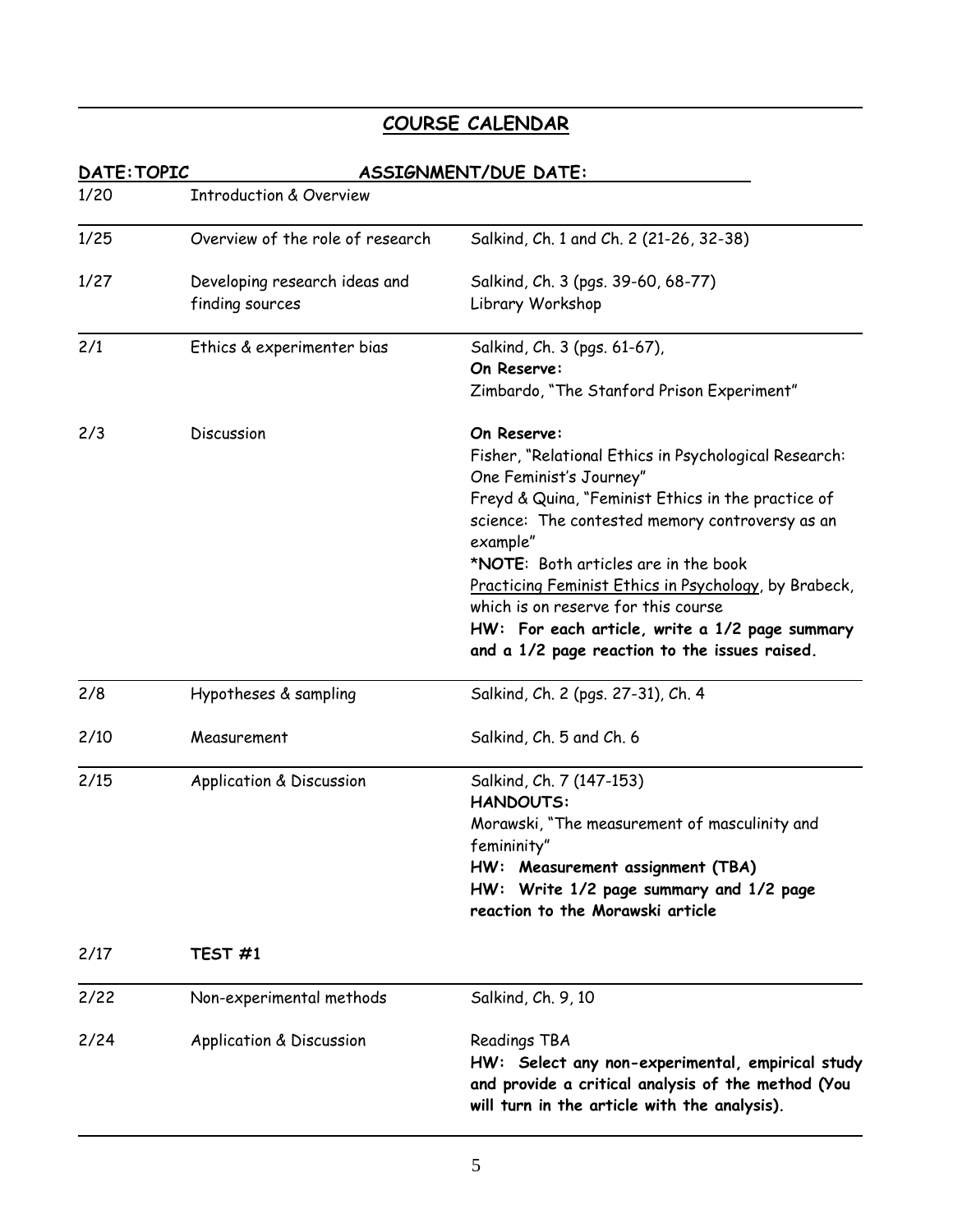## COURSE CALENDAR

| DATE: | TOPIC | ASSIGNMENT/DUE DATE: |
|---|---|---|
| 1/20 | Introduction & Overview | |
| 1/25 | Overview of the role of research | Salkind, Ch. 1 and Ch. 2 (21-26, 32-38) |
| 1/27 | Developing research ideas and finding sources | Salkind, Ch. 3 (pgs. 39-60, 68-77)<br>Library Workshop |
| 2/1 | Ethics & experimenter bias | Salkind, Ch. 3 (pgs. 61-67),<br>**On Reserve:**<br>Zimbardo, "The Stanford Prison Experiment" |
| 2/3 | Discussion | **On Reserve:**<br>Fisher, "Relational Ethics in Psychological Research: One Feminist's Journey"<br>Freyd & Quina, "Feminist Ethics in the practice of science: The contested memory controversy as an example"<br>***NOTE**: Both articles are in the book <u>Practicing Feminist Ethics in Psychology</u>, by Brabeck, which is on reserve for this course<br>**HW: For each article, write a 1/2 page summary and a 1/2 page reaction to the issues raised.** |
| 2/8 | Hypotheses & sampling | Salkind, Ch. 2 (pgs. 27-31), Ch. 4 |
| 2/10 | Measurement | Salkind, Ch. 5 and Ch. 6 |
| 2/15 | Application & Discussion | Salkind, Ch. 7 (147-153)<br>**HANDOUTS:**<br>Morawski, "The measurement of masculinity and femininity"<br>**HW: Measurement assignment (TBA)**<br>**HW: Write 1/2 page summary and 1/2 page reaction to the Morawski article** |
| 2/17 | **TEST #1** | |
| 2/22 | Non-experimental methods | Salkind, Ch. 9, 10 |
| 2/24 | Application & Discussion | Readings TBA<br>**HW: Select any non-experimental, empirical study and provide a critical analysis of the method (You will turn in the article with the analysis).** |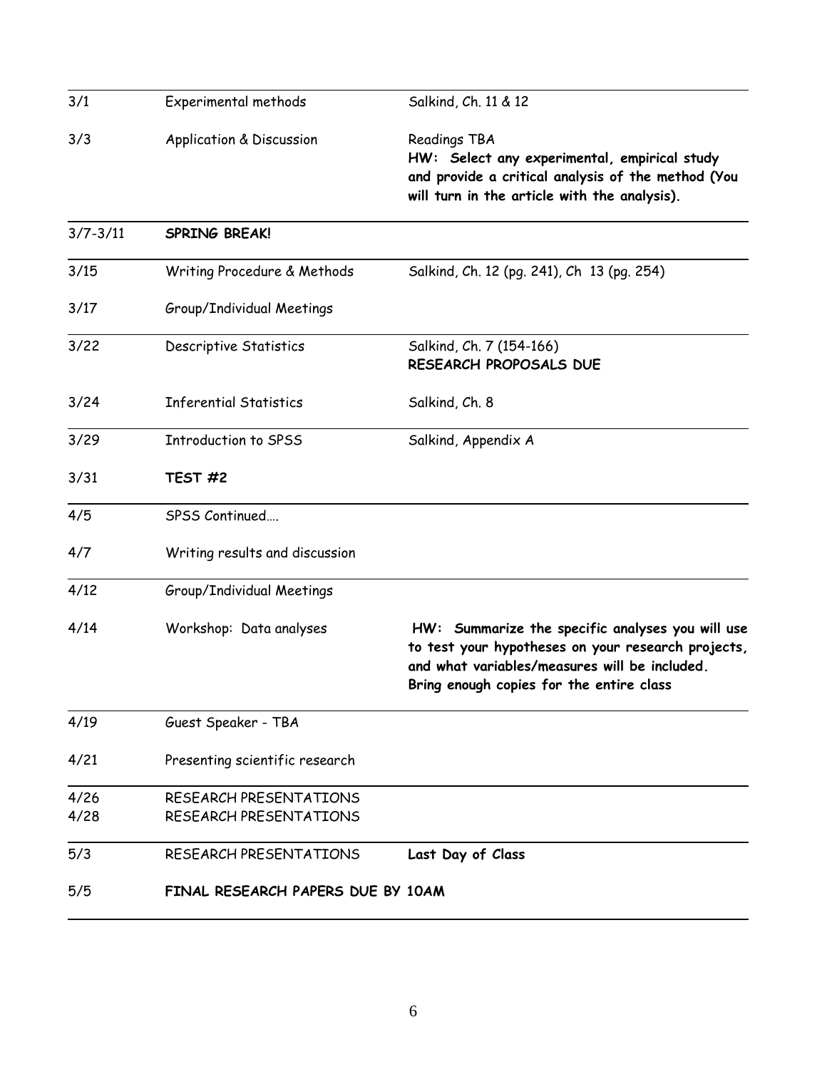| | | |
|---|---|---|
| 3/1 | Experimental methods | Salkind, Ch. 11 & 12 |
| 3/3 | Application & Discussion | Readings TBA<br>**HW: Select any experimental, empirical study and provide a critical analysis of the method (You will turn in the article with the analysis).** |
| 3/7-3/11 | **SPRING BREAK!** | |
| 3/15 | Writing Procedure & Methods | Salkind, Ch. 12 (pg. 241), Ch 13 (pg. 254) |
| 3/17 | Group/Individual Meetings | |
| 3/22 | Descriptive Statistics | Salkind, Ch. 7 (154-166)<br>**RESEARCH PROPOSALS DUE** |
| 3/24 | Inferential Statistics | Salkind, Ch. 8 |
| 3/29 | Introduction to SPSS | Salkind, Appendix A |
| 3/31 | **TEST #2** | |
| 4/5 | SPSS Continued…. | |
| 4/7 | Writing results and discussion | |
| 4/12 | Group/Individual Meetings | |
| 4/14 | Workshop: Data analyses | **HW: Summarize the specific analyses you will use to test your hypotheses on your research projects, and what variables/measures will be included. Bring enough copies for the entire class** |
| 4/19 | Guest Speaker - TBA | |
| 4/21 | Presenting scientific research | |
| 4/26 | RESEARCH PRESENTATIONS | |
| 4/28 | RESEARCH PRESENTATIONS | |
| 5/3 | RESEARCH PRESENTATIONS | **Last Day of Class** |
| 5/5 | **FINAL RESEARCH PAPERS DUE BY 10AM** | |